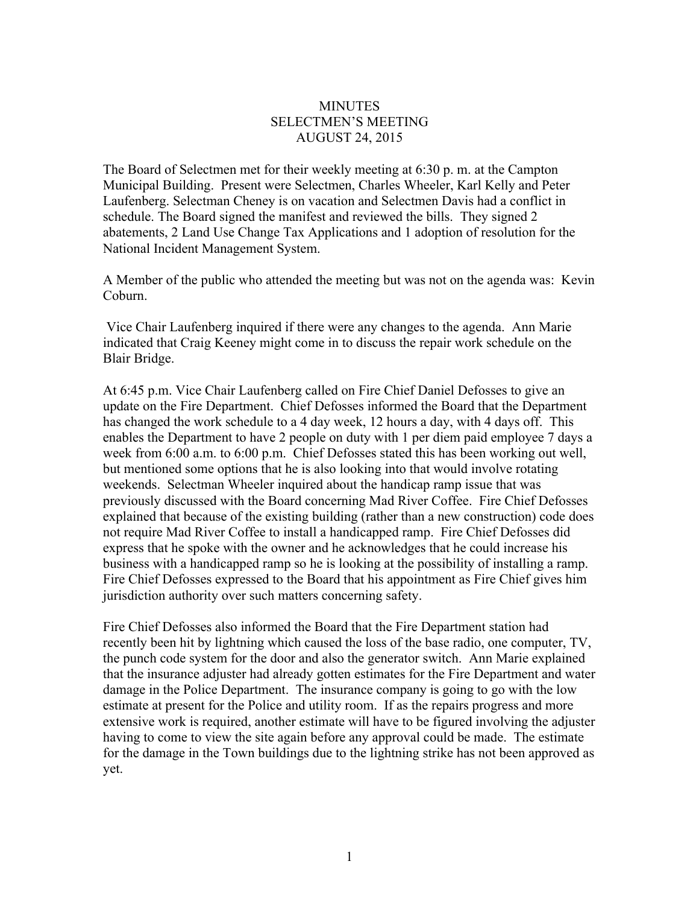# MINUTES
## SELECTMEN'S MEETING
## AUGUST 24, 2015

The Board of Selectmen met for their weekly meeting at 6:30 p. m. at the Campton Municipal Building. Present were Selectmen, Charles Wheeler, Karl Kelly and Peter Laufenberg. Selectman Cheney is on vacation and Selectmen Davis had a conflict in schedule. The Board signed the manifest and reviewed the bills. They signed 2 abatements, 2 Land Use Change Tax Applications and 1 adoption of resolution for the National Incident Management System.

A Member of the public who attended the meeting but was not on the agenda was: Kevin Coburn.

Vice Chair Laufenberg inquired if there were any changes to the agenda. Ann Marie indicated that Craig Keeney might come in to discuss the repair work schedule on the Blair Bridge.

At 6:45 p.m. Vice Chair Laufenberg called on Fire Chief Daniel Defosses to give an update on the Fire Department. Chief Defosses informed the Board that the Department has changed the work schedule to a 4 day week, 12 hours a day, with 4 days off. This enables the Department to have 2 people on duty with 1 per diem paid employee 7 days a week from 6:00 a.m. to 6:00 p.m. Chief Defosses stated this has been working out well, but mentioned some options that he is also looking into that would involve rotating weekends. Selectman Wheeler inquired about the handicap ramp issue that was previously discussed with the Board concerning Mad River Coffee. Fire Chief Defosses explained that because of the existing building (rather than a new construction) code does not require Mad River Coffee to install a handicapped ramp. Fire Chief Defosses did express that he spoke with the owner and he acknowledges that he could increase his business with a handicapped ramp so he is looking at the possibility of installing a ramp. Fire Chief Defosses expressed to the Board that his appointment as Fire Chief gives him jurisdiction authority over such matters concerning safety.

Fire Chief Defosses also informed the Board that the Fire Department station had recently been hit by lightning which caused the loss of the base radio, one computer, TV, the punch code system for the door and also the generator switch. Ann Marie explained that the insurance adjuster had already gotten estimates for the Fire Department and water damage in the Police Department. The insurance company is going to go with the low estimate at present for the Police and utility room. If as the repairs progress and more extensive work is required, another estimate will have to be figured involving the adjuster having to come to view the site again before any approval could be made. The estimate for the damage in the Town buildings due to the lightning strike has not been approved as yet.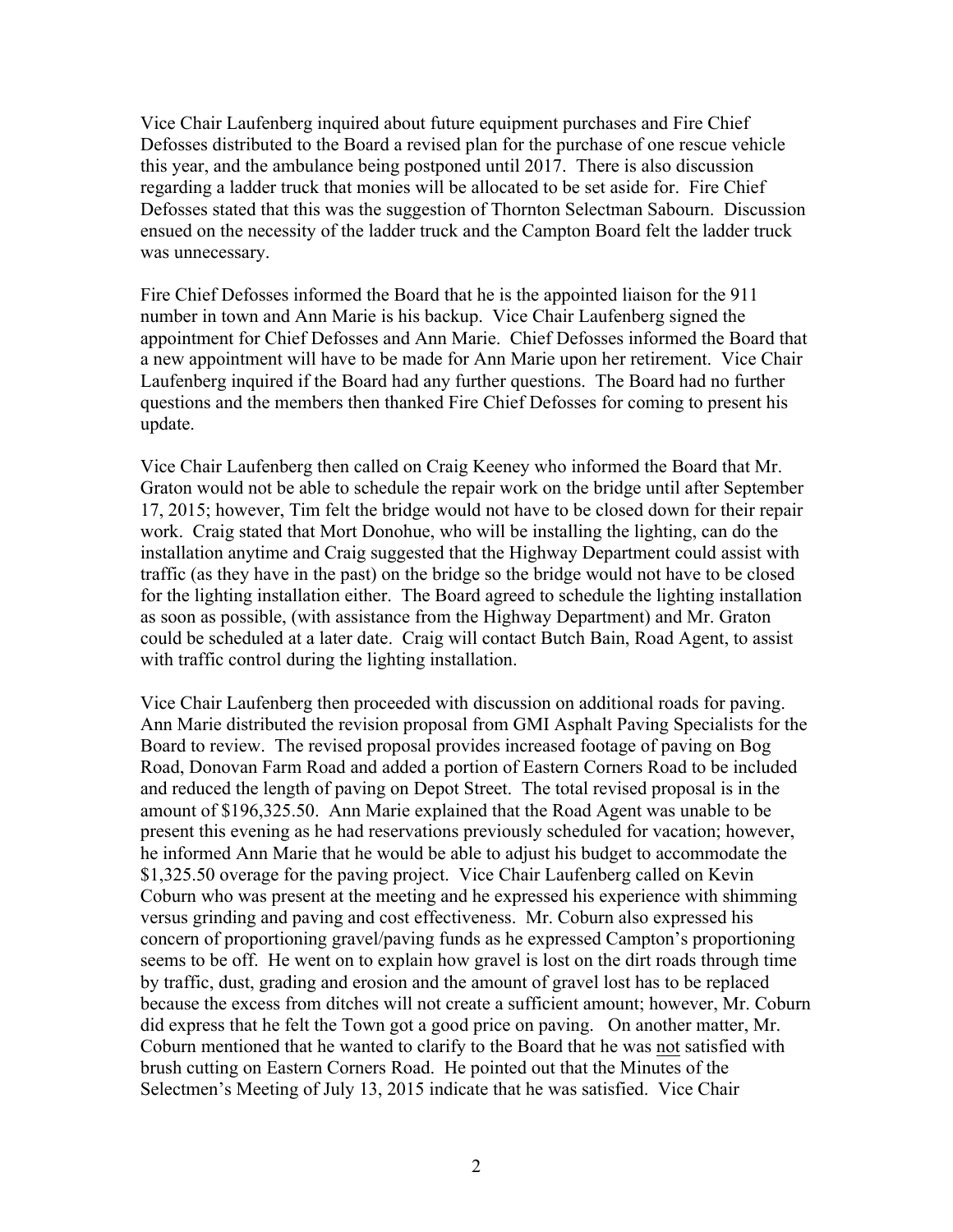Vice Chair Laufenberg inquired about future equipment purchases and Fire Chief Defosses distributed to the Board a revised plan for the purchase of one rescue vehicle this year, and the ambulance being postponed until 2017. There is also discussion regarding a ladder truck that monies will be allocated to be set aside for. Fire Chief Defosses stated that this was the suggestion of Thornton Selectman Sabourn. Discussion ensued on the necessity of the ladder truck and the Campton Board felt the ladder truck was unnecessary.

Fire Chief Defosses informed the Board that he is the appointed liaison for the 911 number in town and Ann Marie is his backup. Vice Chair Laufenberg signed the appointment for Chief Defosses and Ann Marie. Chief Defosses informed the Board that a new appointment will have to be made for Ann Marie upon her retirement. Vice Chair Laufenberg inquired if the Board had any further questions. The Board had no further questions and the members then thanked Fire Chief Defosses for coming to present his update.

Vice Chair Laufenberg then called on Craig Keeney who informed the Board that Mr. Graton would not be able to schedule the repair work on the bridge until after September 17, 2015; however, Tim felt the bridge would not have to be closed down for their repair work. Craig stated that Mort Donohue, who will be installing the lighting, can do the installation anytime and Craig suggested that the Highway Department could assist with traffic (as they have in the past) on the bridge so the bridge would not have to be closed for the lighting installation either. The Board agreed to schedule the lighting installation as soon as possible, (with assistance from the Highway Department) and Mr. Graton could be scheduled at a later date. Craig will contact Butch Bain, Road Agent, to assist with traffic control during the lighting installation.

Vice Chair Laufenberg then proceeded with discussion on additional roads for paving. Ann Marie distributed the revision proposal from GMI Asphalt Paving Specialists for the Board to review. The revised proposal provides increased footage of paving on Bog Road, Donovan Farm Road and added a portion of Eastern Corners Road to be included and reduced the length of paving on Depot Street. The total revised proposal is in the amount of $196,325.50. Ann Marie explained that the Road Agent was unable to be present this evening as he had reservations previously scheduled for vacation; however, he informed Ann Marie that he would be able to adjust his budget to accommodate the $1,325.50 overage for the paving project. Vice Chair Laufenberg called on Kevin Coburn who was present at the meeting and he expressed his experience with shimming versus grinding and paving and cost effectiveness. Mr. Coburn also expressed his concern of proportioning gravel/paving funds as he expressed Campton's proportioning seems to be off. He went on to explain how gravel is lost on the dirt roads through time by traffic, dust, grading and erosion and the amount of gravel lost has to be replaced because the excess from ditches will not create a sufficient amount; however, Mr. Coburn did express that he felt the Town got a good price on paving. On another matter, Mr. Coburn mentioned that he wanted to clarify to the Board that he was <u>not</u> satisfied with brush cutting on Eastern Corners Road. He pointed out that the Minutes of the Selectmen's Meeting of July 13, 2015 indicate that he was satisfied. Vice Chair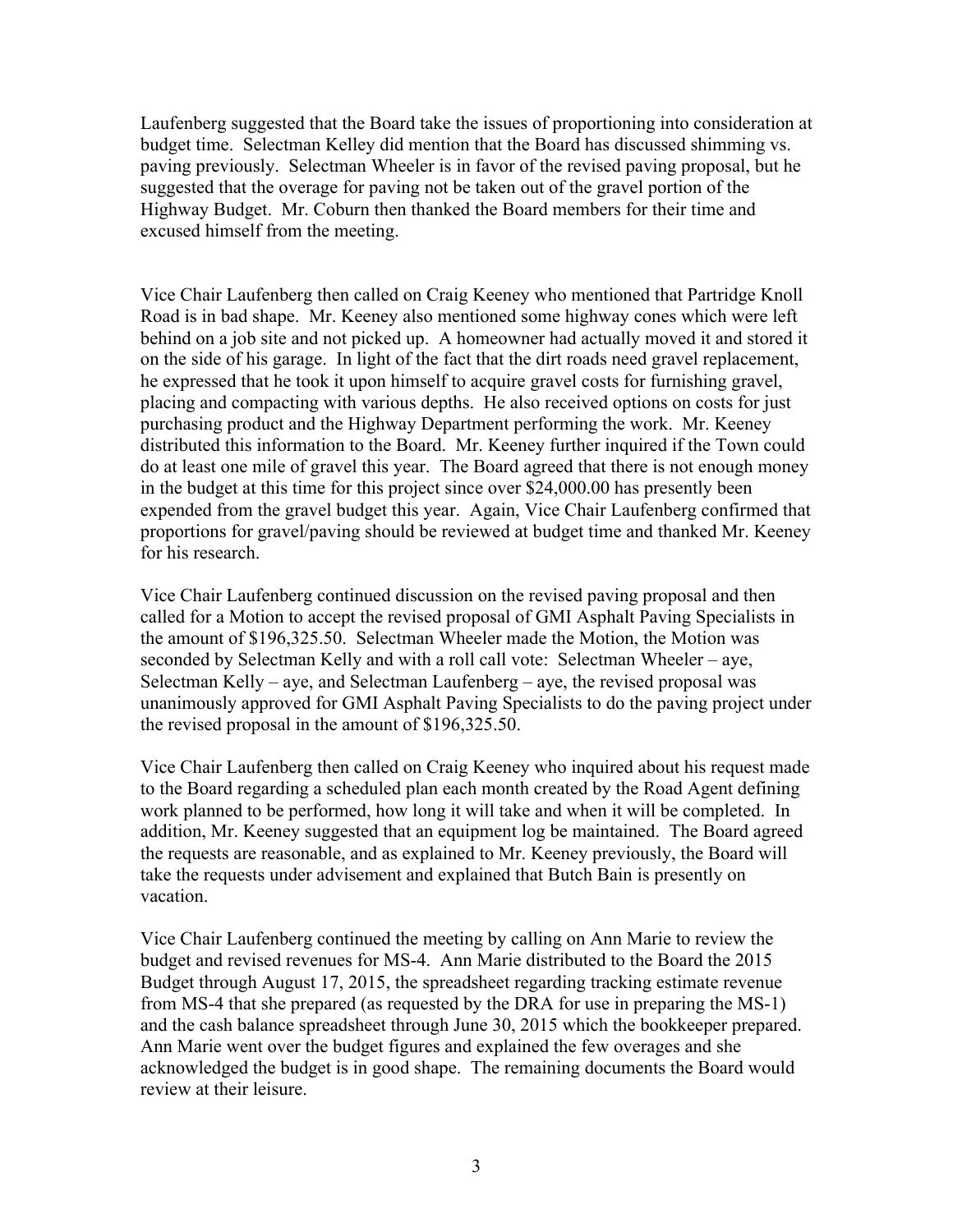Laufenberg suggested that the Board take the issues of proportioning into consideration at budget time. Selectman Kelley did mention that the Board has discussed shimming vs. paving previously. Selectman Wheeler is in favor of the revised paving proposal, but he suggested that the overage for paving not be taken out of the gravel portion of the Highway Budget. Mr. Coburn then thanked the Board members for their time and excused himself from the meeting.

Vice Chair Laufenberg then called on Craig Keeney who mentioned that Partridge Knoll Road is in bad shape. Mr. Keeney also mentioned some highway cones which were left behind on a job site and not picked up. A homeowner had actually moved it and stored it on the side of his garage. In light of the fact that the dirt roads need gravel replacement, he expressed that he took it upon himself to acquire gravel costs for furnishing gravel, placing and compacting with various depths. He also received options on costs for just purchasing product and the Highway Department performing the work. Mr. Keeney distributed this information to the Board. Mr. Keeney further inquired if the Town could do at least one mile of gravel this year. The Board agreed that there is not enough money in the budget at this time for this project since over $24,000.00 has presently been expended from the gravel budget this year. Again, Vice Chair Laufenberg confirmed that proportions for gravel/paving should be reviewed at budget time and thanked Mr. Keeney for his research.

Vice Chair Laufenberg continued discussion on the revised paving proposal and then called for a Motion to accept the revised proposal of GMI Asphalt Paving Specialists in the amount of $196,325.50. Selectman Wheeler made the Motion, the Motion was seconded by Selectman Kelly and with a roll call vote: Selectman Wheeler – aye, Selectman Kelly – aye, and Selectman Laufenberg – aye, the revised proposal was unanimously approved for GMI Asphalt Paving Specialists to do the paving project under the revised proposal in the amount of $196,325.50.

Vice Chair Laufenberg then called on Craig Keeney who inquired about his request made to the Board regarding a scheduled plan each month created by the Road Agent defining work planned to be performed, how long it will take and when it will be completed. In addition, Mr. Keeney suggested that an equipment log be maintained. The Board agreed the requests are reasonable, and as explained to Mr. Keeney previously, the Board will take the requests under advisement and explained that Butch Bain is presently on vacation.

Vice Chair Laufenberg continued the meeting by calling on Ann Marie to review the budget and revised revenues for MS-4. Ann Marie distributed to the Board the 2015 Budget through August 17, 2015, the spreadsheet regarding tracking estimate revenue from MS-4 that she prepared (as requested by the DRA for use in preparing the MS-1) and the cash balance spreadsheet through June 30, 2015 which the bookkeeper prepared. Ann Marie went over the budget figures and explained the few overages and she acknowledged the budget is in good shape. The remaining documents the Board would review at their leisure.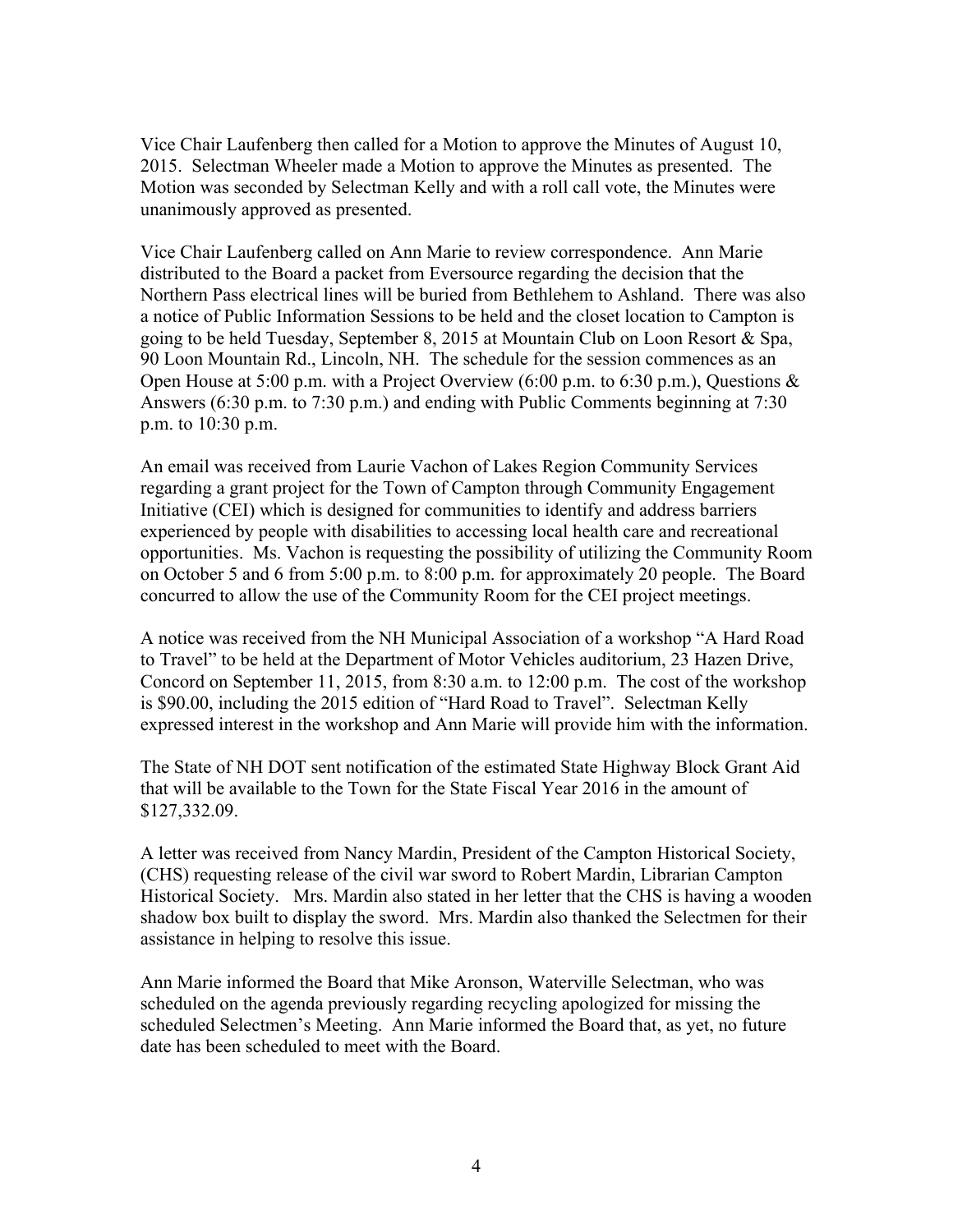Vice Chair Laufenberg then called for a Motion to approve the Minutes of August 10, 2015. Selectman Wheeler made a Motion to approve the Minutes as presented. The Motion was seconded by Selectman Kelly and with a roll call vote, the Minutes were unanimously approved as presented.

Vice Chair Laufenberg called on Ann Marie to review correspondence. Ann Marie distributed to the Board a packet from Eversource regarding the decision that the Northern Pass electrical lines will be buried from Bethlehem to Ashland. There was also a notice of Public Information Sessions to be held and the closet location to Campton is going to be held Tuesday, September 8, 2015 at Mountain Club on Loon Resort & Spa, 90 Loon Mountain Rd., Lincoln, NH. The schedule for the session commences as an Open House at 5:00 p.m. with a Project Overview (6:00 p.m. to 6:30 p.m.), Questions & Answers (6:30 p.m. to 7:30 p.m.) and ending with Public Comments beginning at 7:30 p.m. to 10:30 p.m.

An email was received from Laurie Vachon of Lakes Region Community Services regarding a grant project for the Town of Campton through Community Engagement Initiative (CEI) which is designed for communities to identify and address barriers experienced by people with disabilities to accessing local health care and recreational opportunities. Ms. Vachon is requesting the possibility of utilizing the Community Room on October 5 and 6 from 5:00 p.m. to 8:00 p.m. for approximately 20 people. The Board concurred to allow the use of the Community Room for the CEI project meetings.

A notice was received from the NH Municipal Association of a workshop "A Hard Road to Travel" to be held at the Department of Motor Vehicles auditorium, 23 Hazen Drive, Concord on September 11, 2015, from 8:30 a.m. to 12:00 p.m. The cost of the workshop is $90.00, including the 2015 edition of "Hard Road to Travel". Selectman Kelly expressed interest in the workshop and Ann Marie will provide him with the information.

The State of NH DOT sent notification of the estimated State Highway Block Grant Aid that will be available to the Town for the State Fiscal Year 2016 in the amount of $127,332.09.

A letter was received from Nancy Mardin, President of the Campton Historical Society, (CHS) requesting release of the civil war sword to Robert Mardin, Librarian Campton Historical Society. Mrs. Mardin also stated in her letter that the CHS is having a wooden shadow box built to display the sword. Mrs. Mardin also thanked the Selectmen for their assistance in helping to resolve this issue.

Ann Marie informed the Board that Mike Aronson, Waterville Selectman, who was scheduled on the agenda previously regarding recycling apologized for missing the scheduled Selectmen's Meeting. Ann Marie informed the Board that, as yet, no future date has been scheduled to meet with the Board.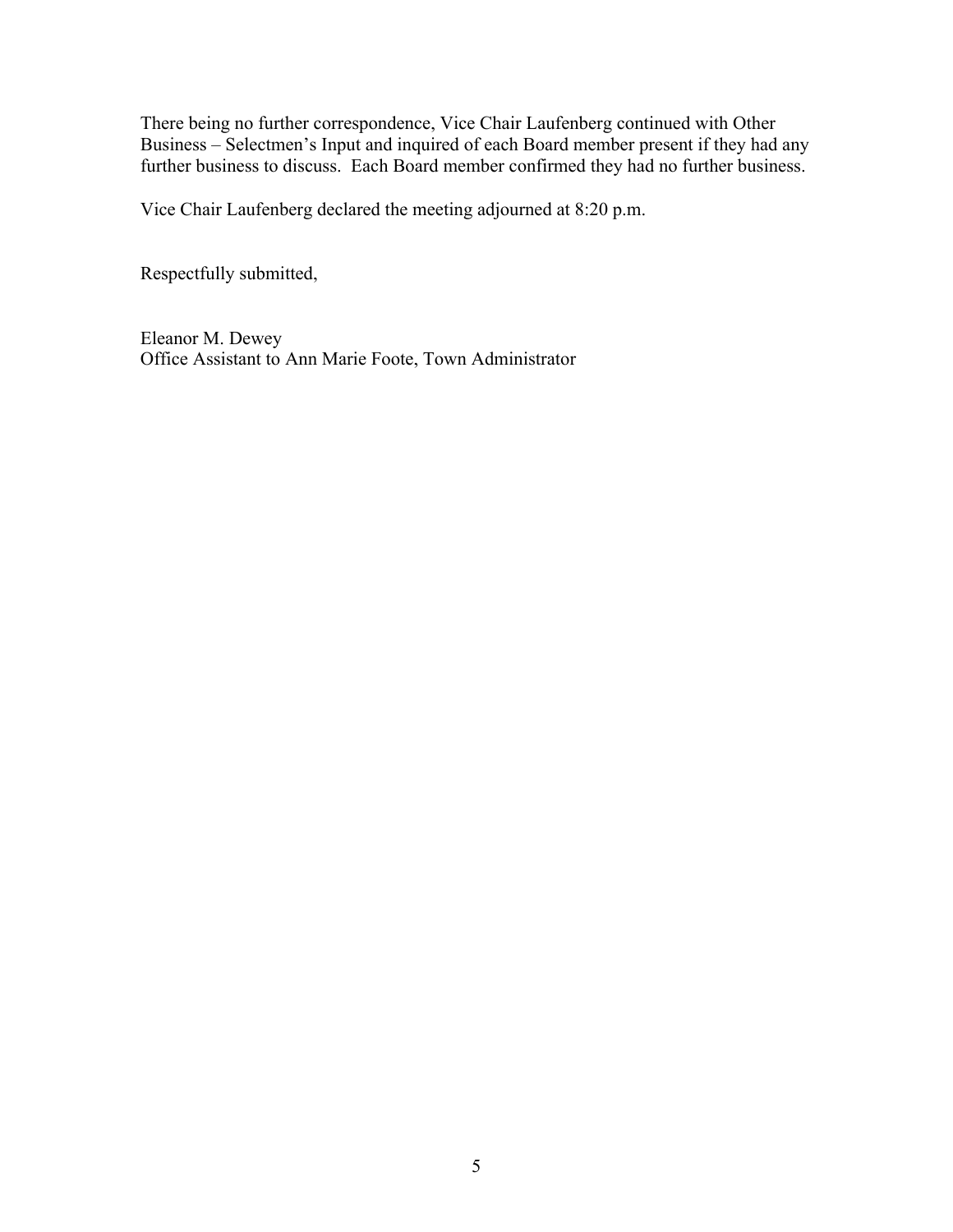There being no further correspondence, Vice Chair Laufenberg continued with Other Business – Selectmen's Input and inquired of each Board member present if they had any further business to discuss. Each Board member confirmed they had no further business.

Vice Chair Laufenberg declared the meeting adjourned at 8:20 p.m.

Respectfully submitted,

Eleanor M. Dewey  
Office Assistant to Ann Marie Foote, Town Administrator